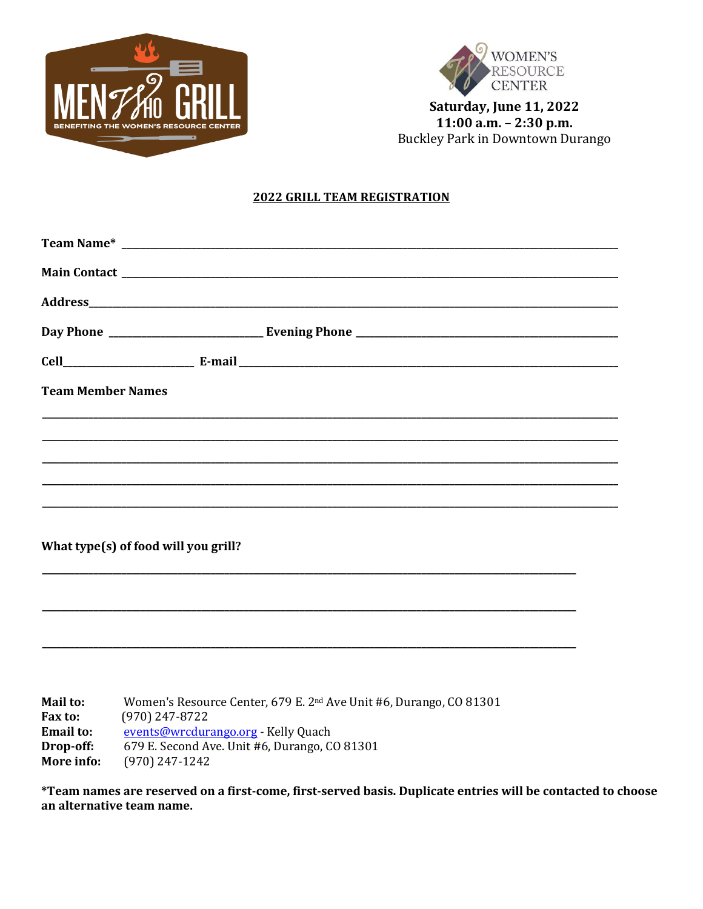MEN Who GRILL

BENEFITING THE WOMEN'S RESOURCE CENTER

WOMEN'S RESOURCE CENTER

**Saturday, June 11, 2022**
**11:00 a.m. – 2:30 p.m.**
Buckley Park in Downtown Durango

## 2022 GRILL TEAM REGISTRATION

**Team Name*** ____________________________________________

**Main Contact** ____________________________________________

**Address**____________________________________________

**Day Phone** ______________________ **Evening Phone** ______________________

**Cell**____________________ **E-mail**____________________________________

**Team Member Names**

____________________________________________

____________________________________________

____________________________________________

____________________________________________

____________________________________________

**What type(s) of food will you grill?**

____________________________________________

____________________________________________

____________________________________________

**Mail to:** Women's Resource Center, 679 E. 2nd Ave Unit #6, Durango, CO 81301
**Fax to:** (970) 247-8722
**Email to:** events@wrcdurango.org - Kelly Quach
**Drop-off:** 679 E. Second Ave. Unit #6, Durango, CO 81301
**More info:** (970) 247-1242

**\*Team names are reserved on a first-come, first-served basis. Duplicate entries will be contacted to choose an alternative team name.**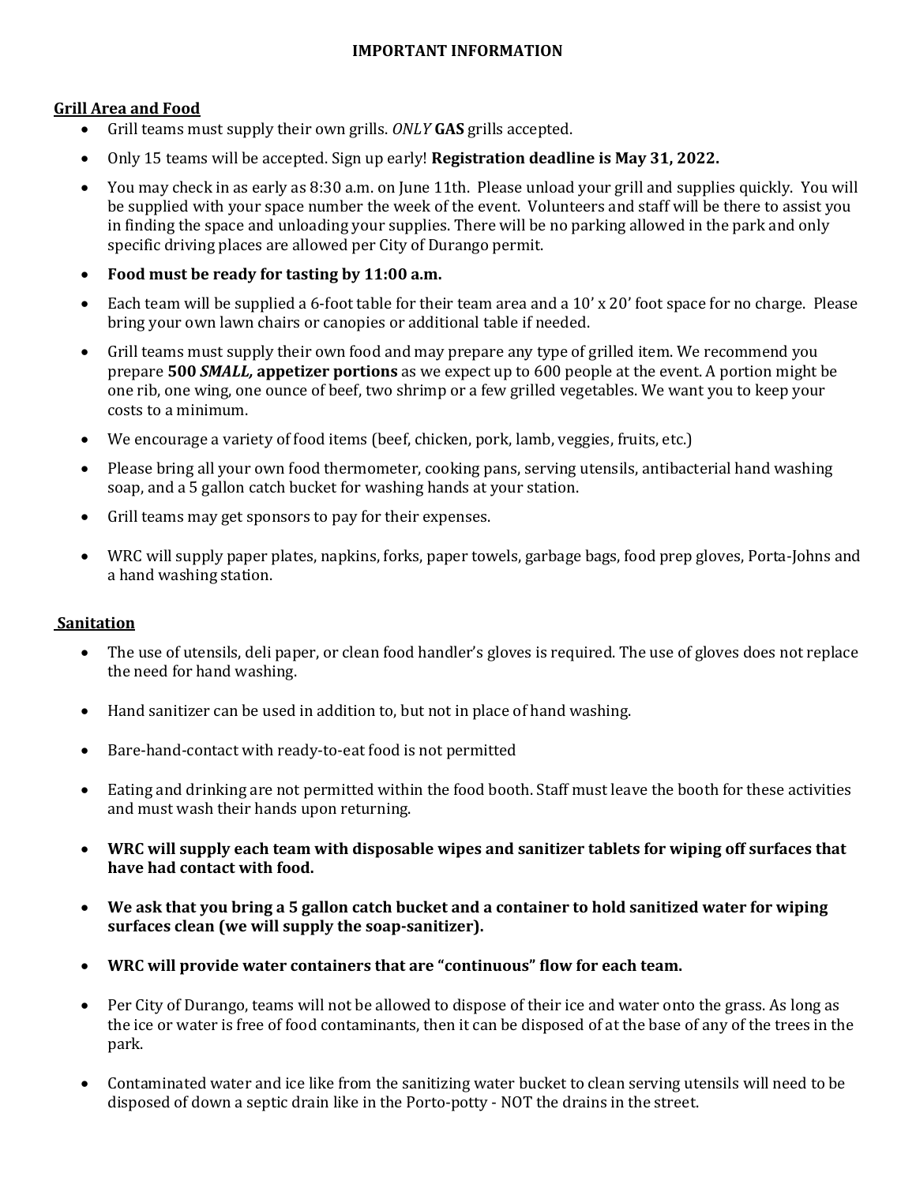# IMPORTANT INFORMATION

## Grill Area and Food

- Grill teams must supply their own grills. *ONLY* **GAS** grills accepted.
- Only 15 teams will be accepted. Sign up early! **Registration deadline is May 31, 2022.**
- You may check in as early as 8:30 a.m. on June 11th. Please unload your grill and supplies quickly. You will be supplied with your space number the week of the event. Volunteers and staff will be there to assist you in finding the space and unloading your supplies. There will be no parking allowed in the park and only specific driving places are allowed per City of Durango permit.
- **Food must be ready for tasting by 11:00 a.m.**
- Each team will be supplied a 6-foot table for their team area and a 10' x 20' foot space for no charge. Please bring your own lawn chairs or canopies or additional table if needed.
- Grill teams must supply their own food and may prepare any type of grilled item. We recommend you prepare **500 *SMALL,* appetizer portions** as we expect up to 600 people at the event. A portion might be one rib, one wing, one ounce of beef, two shrimp or a few grilled vegetables. We want you to keep your costs to a minimum.
- We encourage a variety of food items (beef, chicken, pork, lamb, veggies, fruits, etc.)
- Please bring all your own food thermometer, cooking pans, serving utensils, antibacterial hand washing soap, and a 5 gallon catch bucket for washing hands at your station.
- Grill teams may get sponsors to pay for their expenses.
- WRC will supply paper plates, napkins, forks, paper towels, garbage bags, food prep gloves, Porta-Johns and a hand washing station.

## Sanitation

- The use of utensils, deli paper, or clean food handler's gloves is required. The use of gloves does not replace the need for hand washing.
- Hand sanitizer can be used in addition to, but not in place of hand washing.
- Bare-hand-contact with ready-to-eat food is not permitted
- Eating and drinking are not permitted within the food booth. Staff must leave the booth for these activities and must wash their hands upon returning.
- **WRC will supply each team with disposable wipes and sanitizer tablets for wiping off surfaces that have had contact with food.**
- **We ask that you bring a 5 gallon catch bucket and a container to hold sanitized water for wiping surfaces clean (we will supply the soap-sanitizer).**
- **WRC will provide water containers that are "continuous" flow for each team.**
- Per City of Durango, teams will not be allowed to dispose of their ice and water onto the grass. As long as the ice or water is free of food contaminants, then it can be disposed of at the base of any of the trees in the park.
- Contaminated water and ice like from the sanitizing water bucket to clean serving utensils will need to be disposed of down a septic drain like in the Porto-potty - NOT the drains in the street.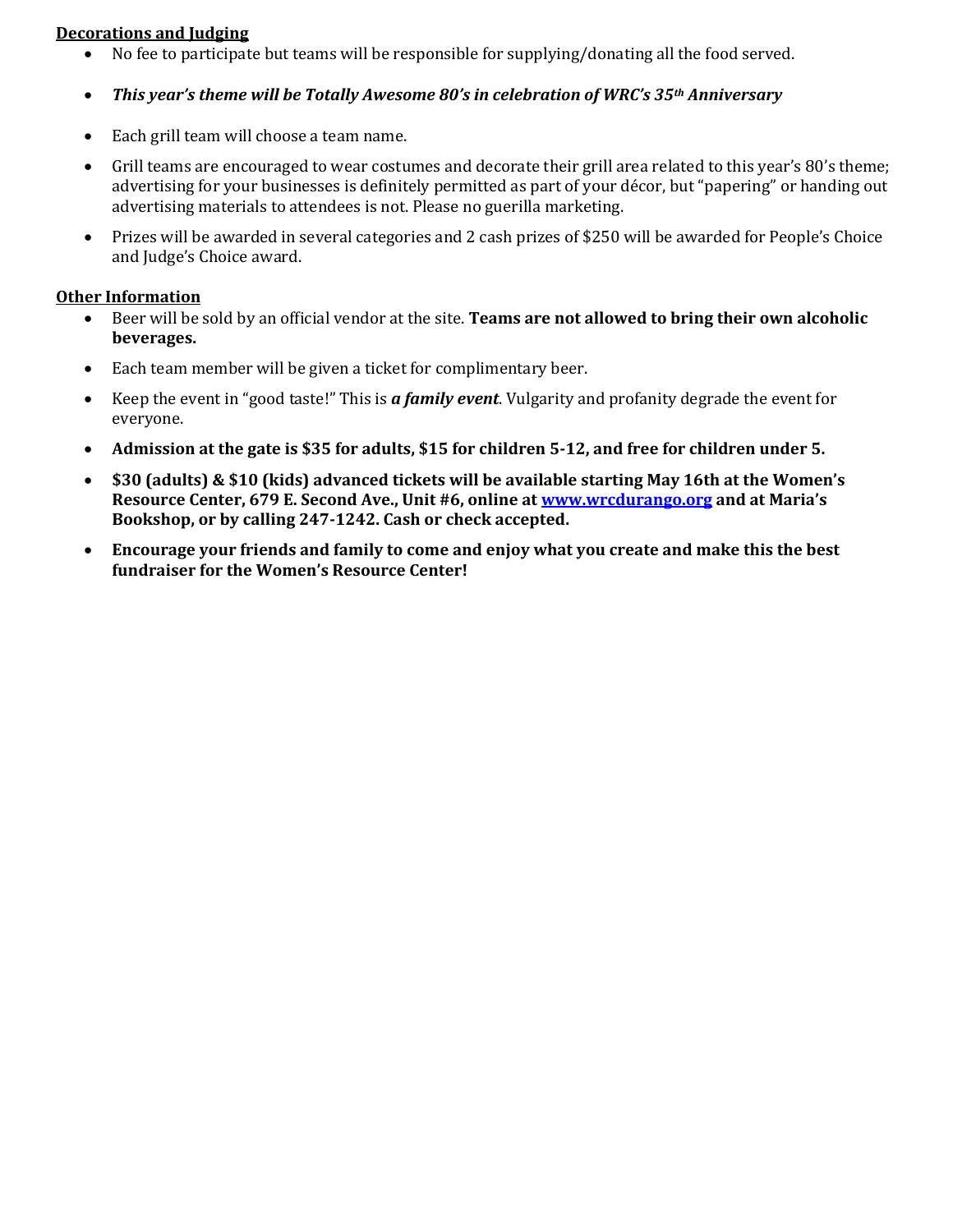## Decorations and Judging

- No fee to participate but teams will be responsible for supplying/donating all the food served.
- ***This year's theme will be Totally Awesome 80's in celebration of WRC's 35th Anniversary***
- Each grill team will choose a team name.
- Grill teams are encouraged to wear costumes and decorate their grill area related to this year's 80's theme; advertising for your businesses is definitely permitted as part of your décor, but "papering" or handing out advertising materials to attendees is not. Please no guerilla marketing.
- Prizes will be awarded in several categories and 2 cash prizes of $250 will be awarded for People's Choice and Judge's Choice award.

## Other Information

- Beer will be sold by an official vendor at the site. **Teams are not allowed to bring their own alcoholic beverages.**
- Each team member will be given a ticket for complimentary beer.
- Keep the event in "good taste!" This is ***a family event***. Vulgarity and profanity degrade the event for everyone.
- **Admission at the gate is $35 for adults, $15 for children 5-12, and free for children under 5.**
- **$30 (adults) & $10 (kids) advanced tickets will be available starting May 16th at the Women's Resource Center, 679 E. Second Ave., Unit #6, online at [www.wrcdurango.org](http://www.wrcdurango.org) and at Maria's Bookshop, or by calling 247-1242. Cash or check accepted.**
- **Encourage your friends and family to come and enjoy what you create and make this the best fundraiser for the Women's Resource Center!**